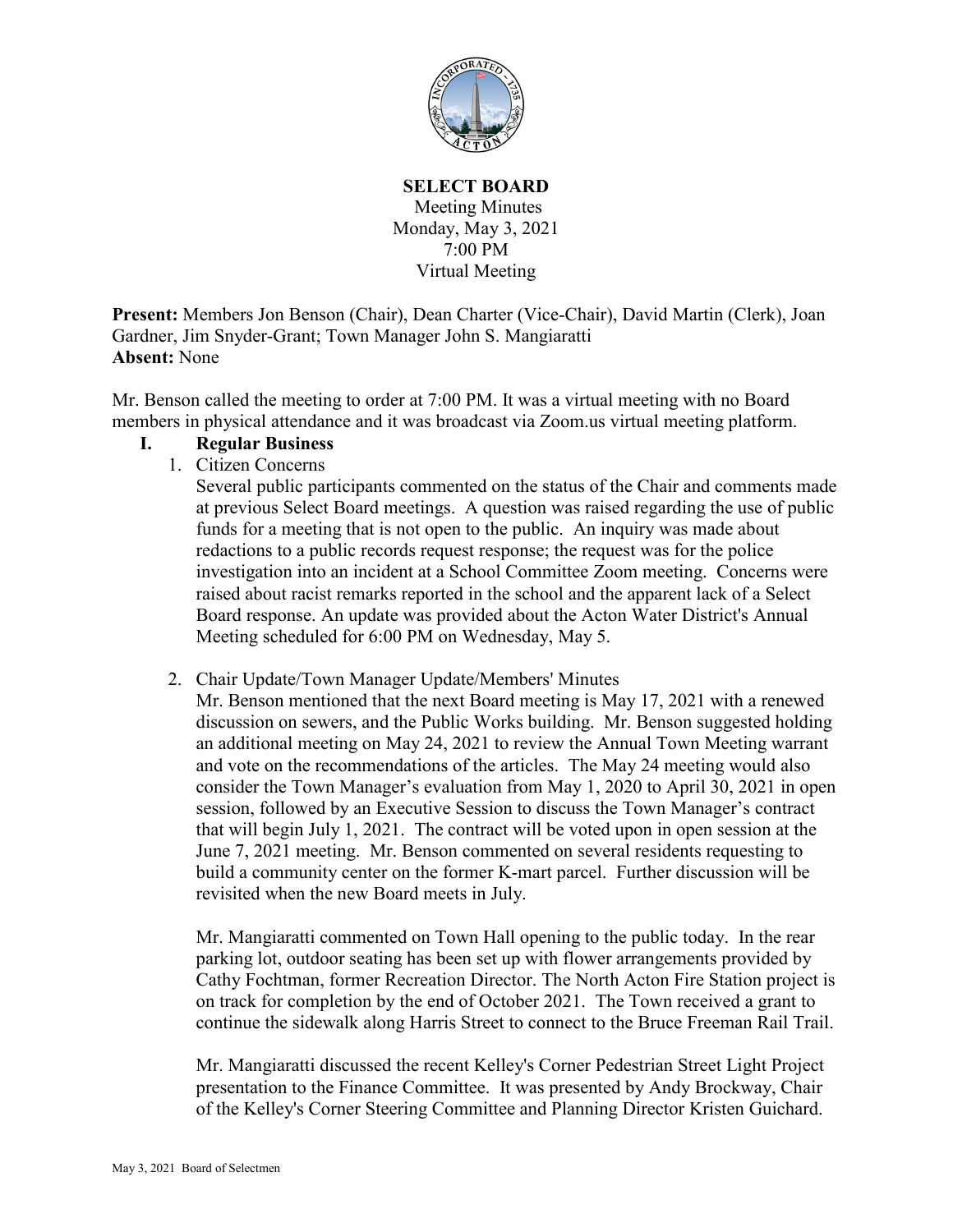# SELECT BOARD

Meeting Minutes
Monday, May 3, 2021
7:00 PM
Virtual Meeting

**Present:** Members Jon Benson (Chair), Dean Charter (Vice-Chair), David Martin (Clerk), Joan Gardner, Jim Snyder-Grant; Town Manager John S. Mangiaratti
**Absent:** None

Mr. Benson called the meeting to order at 7:00 PM. It was a virtual meeting with no Board members in physical attendance and it was broadcast via Zoom.us virtual meeting platform.

## I. Regular Business

1. Citizen Concerns

   Several public participants commented on the status of the Chair and comments made at previous Select Board meetings. A question was raised regarding the use of public funds for a meeting that is not open to the public. An inquiry was made about redactions to a public records request response; the request was for the police investigation into an incident at a School Committee Zoom meeting. Concerns were raised about racist remarks reported in the school and the apparent lack of a Select Board response. An update was provided about the Acton Water District's Annual Meeting scheduled for 6:00 PM on Wednesday, May 5.

2. Chair Update/Town Manager Update/Members' Minutes

   Mr. Benson mentioned that the next Board meeting is May 17, 2021 with a renewed discussion on sewers, and the Public Works building. Mr. Benson suggested holding an additional meeting on May 24, 2021 to review the Annual Town Meeting warrant and vote on the recommendations of the articles. The May 24 meeting would also consider the Town Manager's evaluation from May 1, 2020 to April 30, 2021 in open session, followed by an Executive Session to discuss the Town Manager's contract that will begin July 1, 2021. The contract will be voted upon in open session at the June 7, 2021 meeting. Mr. Benson commented on several residents requesting to build a community center on the former K-mart parcel. Further discussion will be revisited when the new Board meets in July.

   Mr. Mangiaratti commented on Town Hall opening to the public today. In the rear parking lot, outdoor seating has been set up with flower arrangements provided by Cathy Fochtman, former Recreation Director. The North Acton Fire Station project is on track for completion by the end of October 2021. The Town received a grant to continue the sidewalk along Harris Street to connect to the Bruce Freeman Rail Trail.

   Mr. Mangiaratti discussed the recent Kelley's Corner Pedestrian Street Light Project presentation to the Finance Committee. It was presented by Andy Brockway, Chair of the Kelley's Corner Steering Committee and Planning Director Kristen Guichard.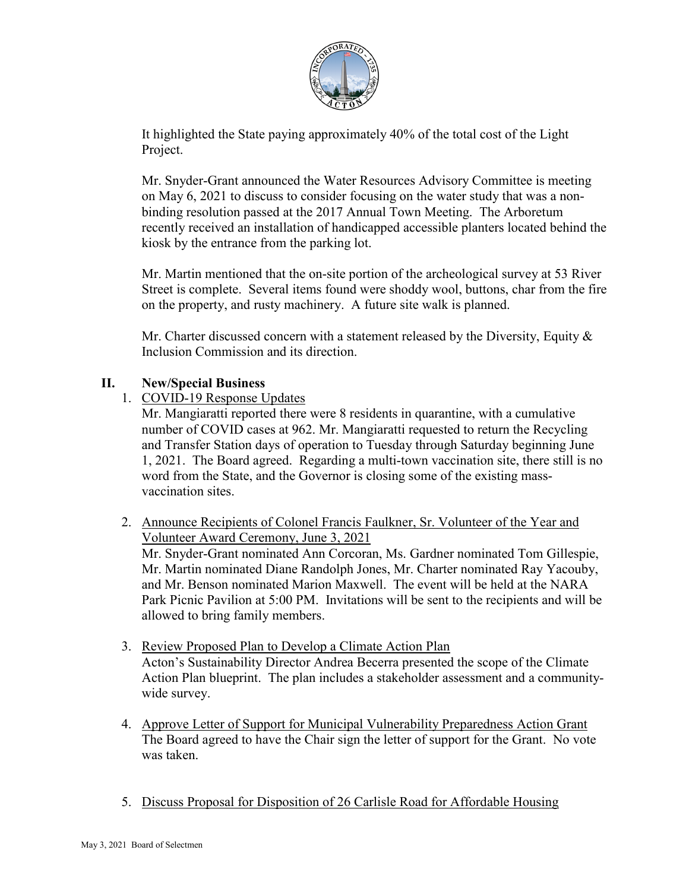It highlighted the State paying approximately 40% of the total cost of the Light Project.

Mr. Snyder-Grant announced the Water Resources Advisory Committee is meeting on May 6, 2021 to discuss to consider focusing on the water study that was a non-binding resolution passed at the 2017 Annual Town Meeting. The Arboretum recently received an installation of handicapped accessible planters located behind the kiosk by the entrance from the parking lot.

Mr. Martin mentioned that the on-site portion of the archeological survey at 53 River Street is complete. Several items found were shoddy wool, buttons, char from the fire on the property, and rusty machinery. A future site walk is planned.

Mr. Charter discussed concern with a statement released by the Diversity, Equity & Inclusion Commission and its direction.

## II. New/Special Business

1. <u>COVID-19 Response Updates</u>
   Mr. Mangiaratti reported there were 8 residents in quarantine, with a cumulative number of COVID cases at 962. Mr. Mangiaratti requested to return the Recycling and Transfer Station days of operation to Tuesday through Saturday beginning June 1, 2021. The Board agreed. Regarding a multi-town vaccination site, there still is no word from the State, and the Governor is closing some of the existing mass-vaccination sites.

2. <u>Announce Recipients of Colonel Francis Faulkner, Sr. Volunteer of the Year and Volunteer Award Ceremony, June 3, 2021</u>
   Mr. Snyder-Grant nominated Ann Corcoran, Ms. Gardner nominated Tom Gillespie, Mr. Martin nominated Diane Randolph Jones, Mr. Charter nominated Ray Yacouby, and Mr. Benson nominated Marion Maxwell. The event will be held at the NARA Park Picnic Pavilion at 5:00 PM. Invitations will be sent to the recipients and will be allowed to bring family members.

3. <u>Review Proposed Plan to Develop a Climate Action Plan</u>
   Acton's Sustainability Director Andrea Becerra presented the scope of the Climate Action Plan blueprint. The plan includes a stakeholder assessment and a community-wide survey.

4. <u>Approve Letter of Support for Municipal Vulnerability Preparedness Action Grant</u>
   The Board agreed to have the Chair sign the letter of support for the Grant. No vote was taken.

5. <u>Discuss Proposal for Disposition of 26 Carlisle Road for Affordable Housing</u>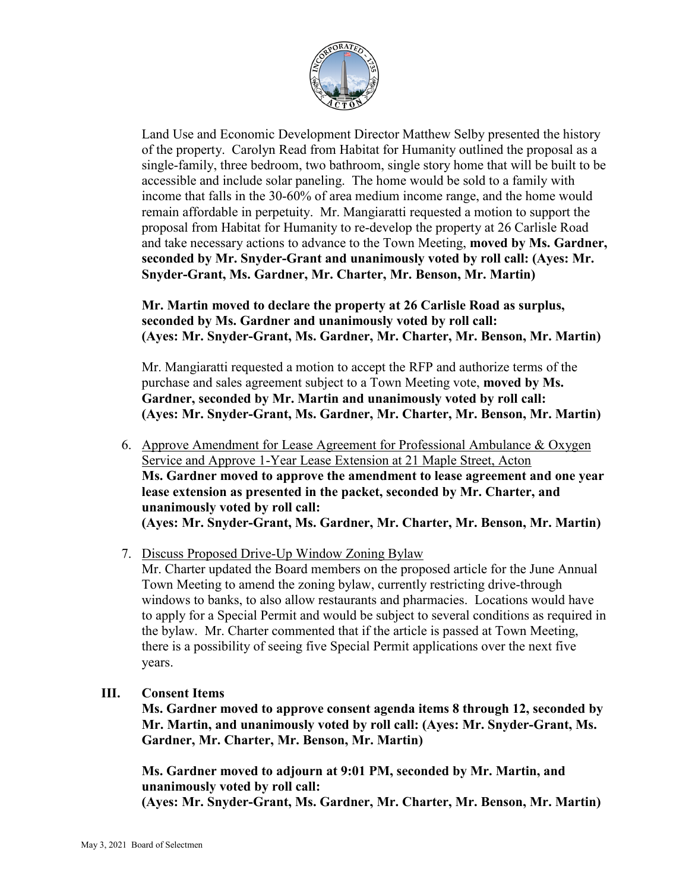Land Use and Economic Development Director Matthew Selby presented the history of the property. Carolyn Read from Habitat for Humanity outlined the proposal as a single-family, three bedroom, two bathroom, single story home that will be built to be accessible and include solar paneling. The home would be sold to a family with income that falls in the 30-60% of area medium income range, and the home would remain affordable in perpetuity. Mr. Mangiaratti requested a motion to support the proposal from Habitat for Humanity to re-develop the property at 26 Carlisle Road and take necessary actions to advance to the Town Meeting, **moved by Ms. Gardner, seconded by Mr. Snyder-Grant and unanimously voted by roll call: (Ayes: Mr. Snyder-Grant, Ms. Gardner, Mr. Charter, Mr. Benson, Mr. Martin)**

**Mr. Martin moved to declare the property at 26 Carlisle Road as surplus, seconded by Ms. Gardner and unanimously voted by roll call: (Ayes: Mr. Snyder-Grant, Ms. Gardner, Mr. Charter, Mr. Benson, Mr. Martin)**

Mr. Mangiaratti requested a motion to accept the RFP and authorize terms of the purchase and sales agreement subject to a Town Meeting vote, **moved by Ms. Gardner, seconded by Mr. Martin and unanimously voted by roll call: (Ayes: Mr. Snyder-Grant, Ms. Gardner, Mr. Charter, Mr. Benson, Mr. Martin)**

6. Approve Amendment for Lease Agreement for Professional Ambulance & Oxygen Service and Approve 1-Year Lease Extension at 21 Maple Street, Acton
**Ms. Gardner moved to approve the amendment to lease agreement and one year lease extension as presented in the packet, seconded by Mr. Charter, and unanimously voted by roll call:**
**(Ayes: Mr. Snyder-Grant, Ms. Gardner, Mr. Charter, Mr. Benson, Mr. Martin)**

7. Discuss Proposed Drive-Up Window Zoning Bylaw
Mr. Charter updated the Board members on the proposed article for the June Annual Town Meeting to amend the zoning bylaw, currently restricting drive-through windows to banks, to also allow restaurants and pharmacies. Locations would have to apply for a Special Permit and would be subject to several conditions as required in the bylaw. Mr. Charter commented that if the article is passed at Town Meeting, there is a possibility of seeing five Special Permit applications over the next five years.

## III. Consent Items

**Ms. Gardner moved to approve consent agenda items 8 through 12, seconded by Mr. Martin, and unanimously voted by roll call: (Ayes: Mr. Snyder-Grant, Ms. Gardner, Mr. Charter, Mr. Benson, Mr. Martin)**

**Ms. Gardner moved to adjourn at 9:01 PM, seconded by Mr. Martin, and unanimously voted by roll call:**
**(Ayes: Mr. Snyder-Grant, Ms. Gardner, Mr. Charter, Mr. Benson, Mr. Martin)**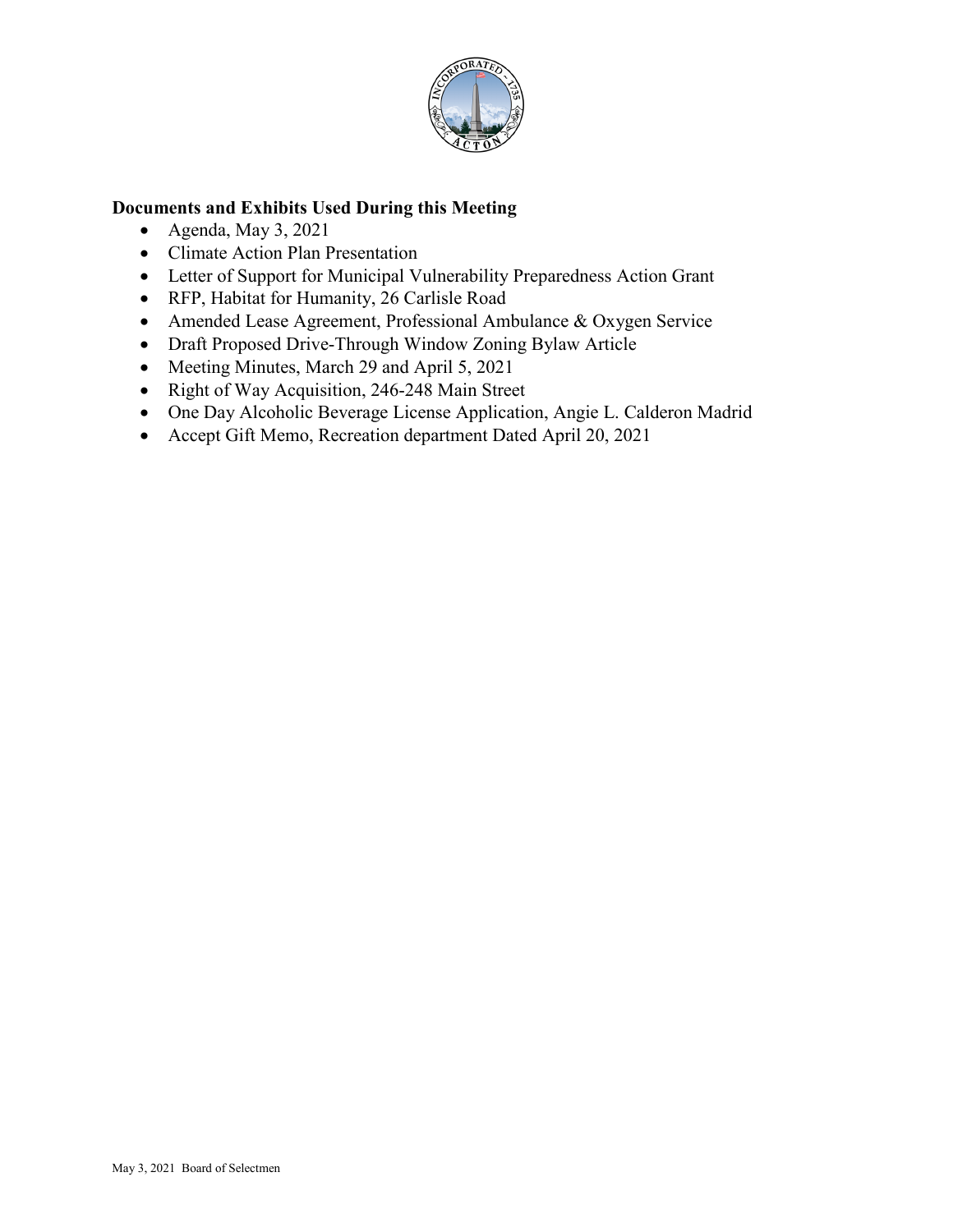**Documents and Exhibits Used During this Meeting**

- Agenda, May 3, 2021
- Climate Action Plan Presentation
- Letter of Support for Municipal Vulnerability Preparedness Action Grant
- RFP, Habitat for Humanity, 26 Carlisle Road
- Amended Lease Agreement, Professional Ambulance & Oxygen Service
- Draft Proposed Drive-Through Window Zoning Bylaw Article
- Meeting Minutes, March 29 and April 5, 2021
- Right of Way Acquisition, 246-248 Main Street
- One Day Alcoholic Beverage License Application, Angie L. Calderon Madrid
- Accept Gift Memo, Recreation department Dated April 20, 2021